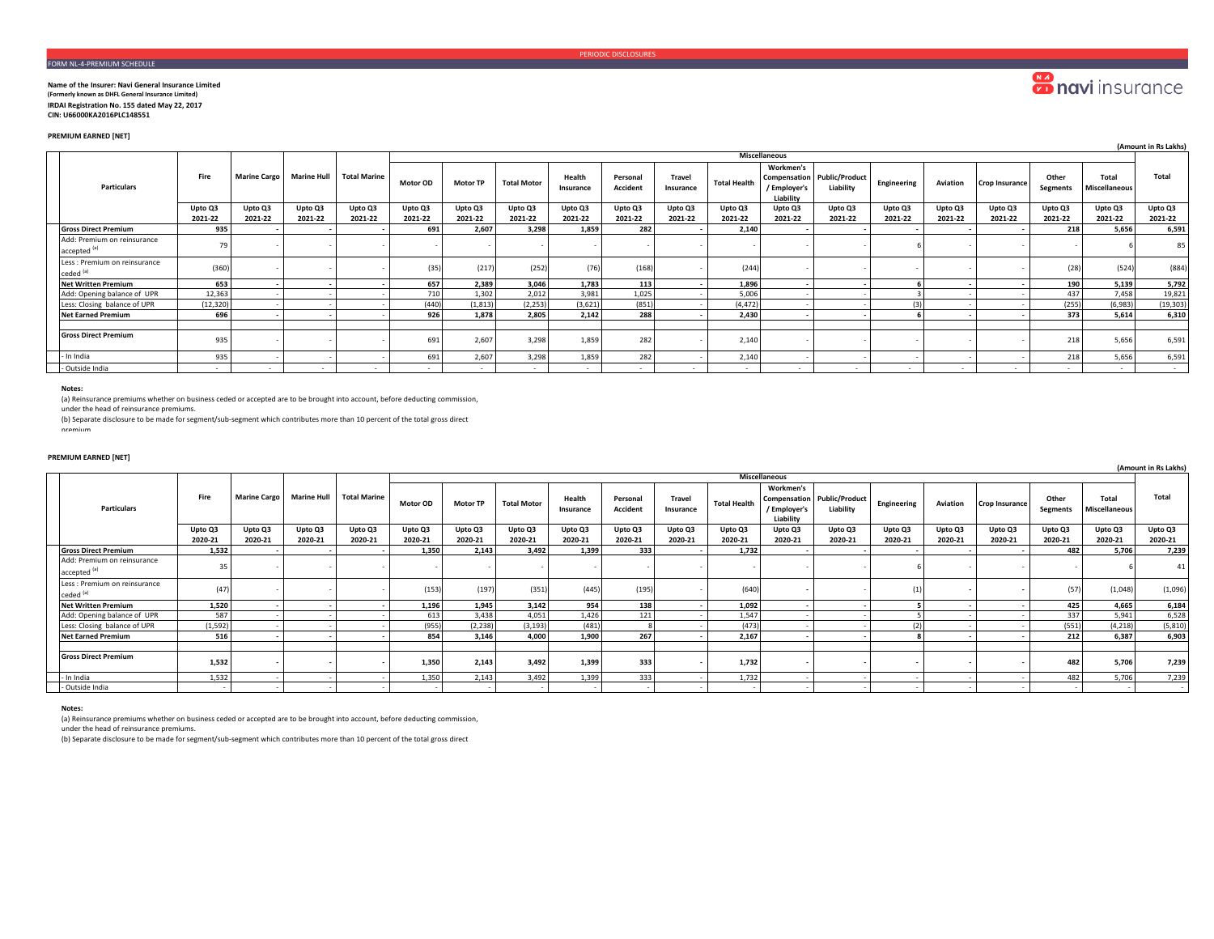PERIODIC DISCLOSURES

FORM NL-4-PREMIUM SCHEDULE

**Name of the Insurer: Navi General Insurance Limited**
**(Formerly known as DHFL General Insurance Limited)**
**IRDAI Registration No. 155 dated May 22, 2017**
**CIN: U66000KA2016PLC148551**

**PREMIUM EARNED [NET]**

(Amount in Rs Lakhs)

| Particulars | Fire | Marine Cargo | Marine Hull | Total Marine | Miscellaneous | | | | | | | | | | | | | | Total |
|---|---|---|---|---|---|---|---|---|---|---|---|---|---|---|---|---|---|---|---|
| | | | | | Motor OD | Motor TP | Total Motor | Health Insurance | Personal Accident | Travel Insurance | Total Health | Workmen's Compensation / Employer's Liability | Public/Product Liability | Engineering | Aviation | Crop Insurance | Other Segments | Total Miscellaneous | |
| | Upto Q3 2021-22 | Upto Q3 2021-22 | Upto Q3 2021-22 | Upto Q3 2021-22 | Upto Q3 2021-22 | Upto Q3 2021-22 | Upto Q3 2021-22 | Upto Q3 2021-22 | Upto Q3 2021-22 | Upto Q3 2021-22 | Upto Q3 2021-22 | Upto Q3 2021-22 | Upto Q3 2021-22 | Upto Q3 2021-22 | Upto Q3 2021-22 | Upto Q3 2021-22 | Upto Q3 2021-22 | Upto Q3 2021-22 | Upto Q3 2021-22 |
| **Gross Direct Premium** | **935** | **-** | **-** | **-** | **691** | **2,607** | **3,298** | **1,859** | **282** | **-** | **2,140** | **-** | **-** | **-** | **-** | **-** | **218** | **5,656** | **6,591** |
| Add: Premium on reinsurance accepted [a] | 79 | - | - | - | - | - | - | - | - | - | - | - | - | 6 | - | - | - | 6 | 85 |
| Less : Premium on reinsurance ceded [a] | (360) | - | - | - | (35) | (217) | (252) | (76) | (168) | - | (244) | - | - | - | - | - | (28) | (524) | (884) |
| **Net Written Premium** | **653** | **-** | **-** | **-** | **657** | **2,389** | **3,046** | **1,783** | **113** | **-** | **1,896** | **-** | **-** | **6** | **-** | **-** | **190** | **5,139** | **5,792** |
| Add: Opening balance of UPR | 12,363 | - | - | - | 710 | 1,302 | 2,012 | 3,981 | 1,025 | - | 5,006 | - | - | 3 | - | - | 437 | 7,458 | 19,821 |
| Less: Closing balance of UPR | (12,320) | - | - | - | (440) | (1,813) | (2,253) | (3,621) | (851) | - | (4,472) | - | - | (3) | - | - | (255) | (6,983) | (19,303) |
| **Net Earned Premium** | **696** | **-** | **-** | **-** | **926** | **1,878** | **2,805** | **2,142** | **288** | **-** | **2,430** | **-** | **-** | **6** | **-** | **-** | **373** | **5,614** | **6,310** |
| **Gross Direct Premium** | 935 | - | - | - | 691 | 2,607 | 3,298 | 1,859 | 282 | - | 2,140 | - | - | - | - | - | 218 | 5,656 | 6,591 |
| - In India | 935 | - | - | - | 691 | 2,607 | 3,298 | 1,859 | 282 | - | 2,140 | - | - | - | - | - | 218 | 5,656 | 6,591 |
| - Outside India | - | - | - | - | - | - | - | - | - | - | - | - | - | - | - | - | - | - | - |

**Notes:**

(a) Reinsurance premiums whether on business ceded or accepted are to be brought into account, before deducting commission, under the head of reinsurance premiums.

(b) Separate disclosure to be made for segment/sub-segment which contributes more than 10 percent of the total gross direct premium.

**PREMIUM EARNED [NET]**

(Amount in Rs Lakhs)

| Particulars | Fire | Marine Cargo | Marine Hull | Total Marine | Miscellaneous | | | | | | | | | | | | | | Total |
|---|---|---|---|---|---|---|---|---|---|---|---|---|---|---|---|---|---|---|---|
| | | | | | Motor OD | Motor TP | Total Motor | Health Insurance | Personal Accident | Travel Insurance | Total Health | Workmen's Compensation / Employer's Liability | Public/Product Liability | Engineering | Aviation | Crop Insurance | Other Segments | Total Miscellaneous | |
| | Upto Q3 2020-21 | Upto Q3 2020-21 | Upto Q3 2020-21 | Upto Q3 2020-21 | Upto Q3 2020-21 | Upto Q3 2020-21 | Upto Q3 2020-21 | Upto Q3 2020-21 | Upto Q3 2020-21 | Upto Q3 2020-21 | Upto Q3 2020-21 | Upto Q3 2020-21 | Upto Q3 2020-21 | Upto Q3 2020-21 | Upto Q3 2020-21 | Upto Q3 2020-21 | Upto Q3 2020-21 | Upto Q3 2020-21 | Upto Q3 2020-21 |
| **Gross Direct Premium** | **1,532** | **-** | **-** | **-** | **1,350** | **2,143** | **3,492** | **1,399** | **333** | **-** | **1,732** | **-** | **-** | **-** | **-** | **-** | **482** | **5,706** | **7,239** |
| Add: Premium on reinsurance accepted [a] | 35 | - | - | - | - | - | - | - | - | - | - | - | - | 6 | - | - | - | 6 | 41 |
| Less : Premium on reinsurance ceded [a] | (47) | - | - | - | (153) | (197) | (351) | (445) | (195) | - | (640) | - | - | (1) | - | - | (57) | (1,048) | (1,096) |
| **Net Written Premium** | **1,520** | **-** | **-** | **-** | **1,196** | **1,945** | **3,142** | **954** | **138** | **-** | **1,092** | **-** | **-** | **5** | **-** | **-** | **425** | **4,665** | **6,184** |
| Add: Opening balance of UPR | 587 | - | - | - | 613 | 3,438 | 4,051 | 1,426 | 121 | - | 1,547 | - | - | 5 | - | - | 337 | 5,941 | 6,528 |
| Less: Closing balance of UPR | (1,592) | - | - | - | (955) | (2,238) | (3,193) | (481) | 8 | - | (473) | - | - | (2) | - | - | (551) | (4,218) | (5,810) |
| **Net Earned Premium** | **516** | **-** | **-** | **-** | **854** | **3,146** | **4,000** | **1,900** | **267** | **-** | **2,167** | **-** | **-** | **8** | **-** | **-** | **212** | **6,387** | **6,903** |
| **Gross Direct Premium** | **1,532** | **-** | **-** | **-** | **1,350** | **2,143** | **3,492** | **1,399** | **333** | **-** | **1,732** | **-** | **-** | **-** | **-** | **-** | **482** | **5,706** | **7,239** |
| - In India | 1,532 | - | - | - | 1,350 | 2,143 | 3,492 | 1,399 | 333 | - | 1,732 | - | - | - | - | - | 482 | 5,706 | 7,239 |
| - Outside India | - | - | - | - | - | - | - | - | - | - | - | - | - | - | - | - | - | - | - |

**Notes:**

(a) Reinsurance premiums whether on business ceded or accepted are to be brought into account, before deducting commission, under the head of reinsurance premiums.

(b) Separate disclosure to be made for segment/sub-segment which contributes more than 10 percent of the total gross direct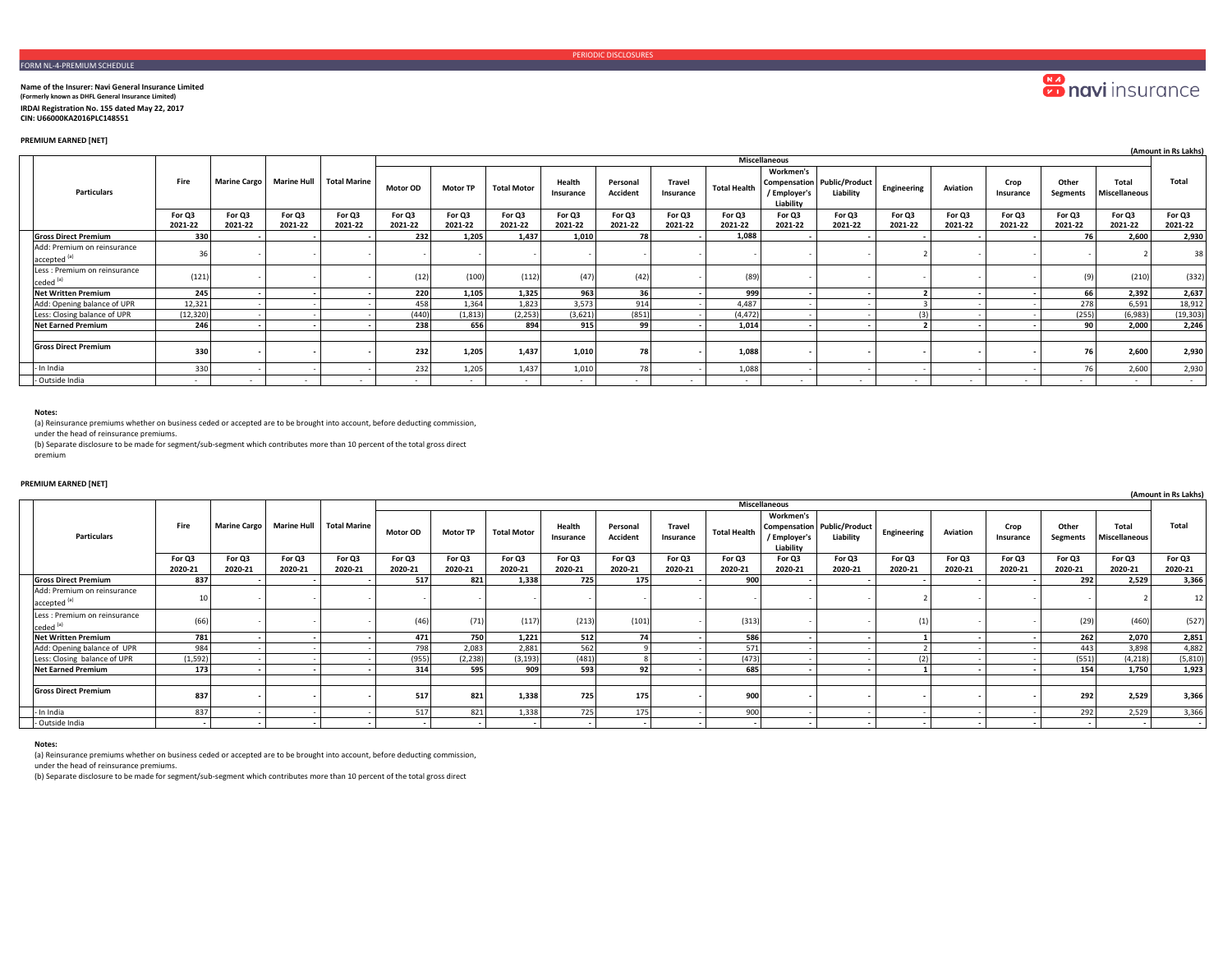PERIODIC DISCLOSURES

FORM NL-4-PREMIUM SCHEDULE

**Name of the Insurer: Navi General Insurance Limited**
**(Formerly known as DHFL General Insurance Limited)**
**IRDAI Registration No. 155 dated May 22, 2017**
**CIN: U66000KA2016PLC148551**

**PREMIUM EARNED [NET]**

(Amount in Rs Lakhs)

| Particulars | Fire | Marine Cargo | Marine Hull | Total Marine | Miscellaneous | | | | | | | | | | | | | | Total |
|---|---|---|---|---|---|---|---|---|---|---|---|---|---|---|---|---|---|---|---|
| | | | | | Motor OD | Motor TP | Total Motor | Health Insurance | Personal Accident | Travel Insurance | Total Health | Workmen's Compensation / Employer's Liability | Public/Product Liability | Engineering | Aviation | Crop Insurance | Other Segments | Total Miscellaneous | |
| | For Q3 2021-22 | For Q3 2021-22 | For Q3 2021-22 | For Q3 2021-22 | For Q3 2021-22 | For Q3 2021-22 | For Q3 2021-22 | For Q3 2021-22 | For Q3 2021-22 | For Q3 2021-22 | For Q3 2021-22 | For Q3 2021-22 | For Q3 2021-22 | For Q3 2021-22 | For Q3 2021-22 | For Q3 2021-22 | For Q3 2021-22 | For Q3 2021-22 | For Q3 2021-22 |
| **Gross Direct Premium** | **330** | **-** | **-** | **-** | **232** | **1,205** | **1,437** | **1,010** | **78** | **-** | **1,088** | **-** | **-** | **-** | **-** | **-** | **76** | **2,600** | **2,930** |
| Add: Premium on reinsurance accepted [a] | 36 | - | - | - | - | - | - | - | - | - | - | - | - | 2 | - | - | - | 2 | 38 |
| Less : Premium on reinsurance ceded [a] | (121) | - | - | - | (12) | (100) | (112) | (47) | (42) | - | (89) | - | - | - | - | - | (9) | (210) | (332) |
| **Net Written Premium** | **245** | **-** | **-** | **-** | **220** | **1,105** | **1,325** | **963** | **36** | **-** | **999** | **-** | **-** | **2** | **-** | **-** | **66** | **2,392** | **2,637** |
| Add: Opening balance of UPR | 12,321 | - | - | - | 458 | 1,364 | 1,823 | 3,573 | 914 | - | 4,487 | - | - | 3 | - | - | 278 | 6,591 | 18,912 |
| Less: Closing balance of UPR | (12,320) | - | - | - | (440) | (1,813) | (2,253) | (3,621) | (851) | - | (4,472) | - | - | (3) | - | - | (255) | (6,983) | (19,303) |
| **Net Earned Premium** | **246** | **-** | **-** | **-** | **238** | **656** | **894** | **915** | **99** | **-** | **1,014** | **-** | **-** | **2** | **-** | **-** | **90** | **2,000** | **2,246** |
| | | | | | | | | | | | | | | | | | | | |
| **Gross Direct Premium** | **330** | **-** | **-** | **-** | **232** | **1,205** | **1,437** | **1,010** | **78** | **-** | **1,088** | **-** | **-** | **-** | **-** | **-** | **76** | **2,600** | **2,930** |
| - In India | 330 | - | - | - | 232 | 1,205 | 1,437 | 1,010 | 78 | - | 1,088 | - | - | - | - | - | 76 | 2,600 | 2,930 |
| - Outside India | - | - | - | - | - | - | - | - | - | - | - | - | - | - | - | - | - | - | - |

**Notes:**

(a) Reinsurance premiums whether on business ceded or accepted are to be brought into account, before deducting commission, under the head of reinsurance premiums.

(b) Separate disclosure to be made for segment/sub-segment which contributes more than 10 percent of the total gross direct premium

**PREMIUM EARNED [NET]**

(Amount in Rs Lakhs)

| Particulars | Fire | Marine Cargo | Marine Hull | Total Marine | Miscellaneous | | | | | | | | | | | | | | Total |
|---|---|---|---|---|---|---|---|---|---|---|---|---|---|---|---|---|---|---|---|
| | | | | | Motor OD | Motor TP | Total Motor | Health Insurance | Personal Accident | Travel Insurance | Total Health | Workmen's Compensation / Employer's Liability | Public/Product Liability | Engineering | Aviation | Crop Insurance | Other Segments | Total Miscellaneous | |
| | For Q3 2020-21 | For Q3 2020-21 | For Q3 2020-21 | For Q3 2020-21 | For Q3 2020-21 | For Q3 2020-21 | For Q3 2020-21 | For Q3 2020-21 | For Q3 2020-21 | For Q3 2020-21 | For Q3 2020-21 | For Q3 2020-21 | For Q3 2020-21 | For Q3 2020-21 | For Q3 2020-21 | For Q3 2020-21 | For Q3 2020-21 | For Q3 2020-21 | For Q3 2020-21 |
| **Gross Direct Premium** | **837** | **-** | **-** | **-** | **517** | **821** | **1,338** | **725** | **175** | **-** | **900** | **-** | **-** | **-** | **-** | **-** | **292** | **2,529** | **3,366** |
| Add: Premium on reinsurance accepted [a] | 10 | - | - | - | - | - | - | - | - | - | - | - | - | 2 | - | - | - | 2 | 12 |
| Less : Premium on reinsurance ceded [a] | (66) | - | - | - | (46) | (71) | (117) | (213) | (101) | - | (313) | - | - | (1) | - | - | (29) | (460) | (527) |
| **Net Written Premium** | **781** | **-** | **-** | **-** | **471** | **750** | **1,221** | **512** | **74** | **-** | **586** | **-** | **-** | **1** | **-** | **-** | **262** | **2,070** | **2,851** |
| Add: Opening balance of UPR | 984 | - | - | - | 798 | 2,083 | 2,881 | 562 | 9 | - | 571 | - | - | 2 | - | - | 443 | 3,898 | 4,882 |
| Less: Closing balance of UPR | (1,592) | - | - | - | (955) | (2,238) | (3,193) | (481) | 8 | - | (473) | - | - | (2) | - | - | (551) | (4,218) | (5,810) |
| **Net Earned Premium** | **173** | **-** | **-** | **-** | **314** | **595** | **909** | **593** | **92** | **-** | **685** | **-** | **-** | **1** | **-** | **-** | **154** | **1,750** | **1,923** |
| | | | | | | | | | | | | | | | | | | | |
| **Gross Direct Premium** | **837** | **-** | **-** | **-** | **517** | **821** | **1,338** | **725** | **175** | **-** | **900** | **-** | **-** | **-** | **-** | **-** | **292** | **2,529** | **3,366** |
| - In India | 837 | - | - | - | 517 | 821 | 1,338 | 725 | 175 | - | 900 | - | - | - | - | - | 292 | 2,529 | 3,366 |
| - Outside India | - | - | - | - | - | - | - | - | - | - | - | - | - | - | - | - | - | - | - |

**Notes:**

(a) Reinsurance premiums whether on business ceded or accepted are to be brought into account, before deducting commission, under the head of reinsurance premiums.

(b) Separate disclosure to be made for segment/sub-segment which contributes more than 10 percent of the total gross direct